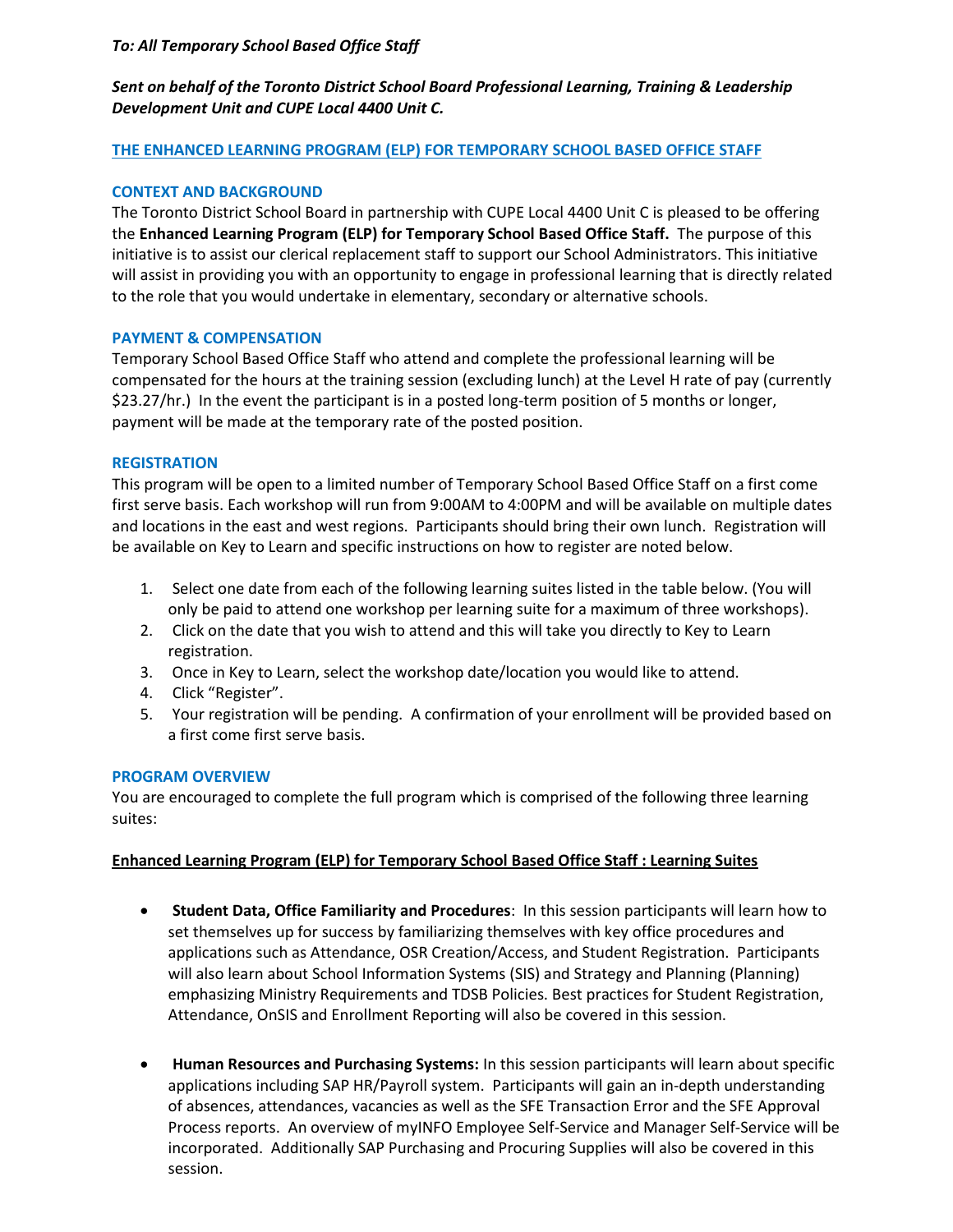***To: All Temporary School Based Office Staff***

***Sent on behalf of the Toronto District School Board Professional Learning, Training & Leadership Development Unit and CUPE Local 4400 Unit C.***

## THE ENHANCED LEARNING PROGRAM (ELP) FOR TEMPORARY SCHOOL BASED OFFICE STAFF

### CONTEXT AND BACKGROUND

The Toronto District School Board in partnership with CUPE Local 4400 Unit C is pleased to be offering the **Enhanced Learning Program (ELP) for Temporary School Based Office Staff.** The purpose of this initiative is to assist our clerical replacement staff to support our School Administrators. This initiative will assist in providing you with an opportunity to engage in professional learning that is directly related to the role that you would undertake in elementary, secondary or alternative schools.

### PAYMENT & COMPENSATION

Temporary School Based Office Staff who attend and complete the professional learning will be compensated for the hours at the training session (excluding lunch) at the Level H rate of pay (currently $23.27/hr.) In the event the participant is in a posted long-term position of 5 months or longer, payment will be made at the temporary rate of the posted position.

### REGISTRATION

This program will be open to a limited number of Temporary School Based Office Staff on a first come first serve basis. Each workshop will run from 9:00AM to 4:00PM and will be available on multiple dates and locations in the east and west regions. Participants should bring their own lunch. Registration will be available on Key to Learn and specific instructions on how to register are noted below.

1. Select one date from each of the following learning suites listed in the table below. (You will only be paid to attend one workshop per learning suite for a maximum of three workshops).
2. Click on the date that you wish to attend and this will take you directly to Key to Learn registration.
3. Once in Key to Learn, select the workshop date/location you would like to attend.
4. Click "Register".
5. Your registration will be pending. A confirmation of your enrollment will be provided based on a first come first serve basis.

### PROGRAM OVERVIEW

You are encouraged to complete the full program which is comprised of the following three learning suites:

**Enhanced Learning Program (ELP) for Temporary School Based Office Staff : Learning Suites**

- **Student Data, Office Familiarity and Procedures**: In this session participants will learn how to set themselves up for success by familiarizing themselves with key office procedures and applications such as Attendance, OSR Creation/Access, and Student Registration. Participants will also learn about School Information Systems (SIS) and Strategy and Planning (Planning) emphasizing Ministry Requirements and TDSB Policies. Best practices for Student Registration, Attendance, OnSIS and Enrollment Reporting will also be covered in this session.

- **Human Resources and Purchasing Systems:** In this session participants will learn about specific applications including SAP HR/Payroll system. Participants will gain an in-depth understanding of absences, attendances, vacancies as well as the SFE Transaction Error and the SFE Approval Process reports. An overview of myINFO Employee Self-Service and Manager Self-Service will be incorporated. Additionally SAP Purchasing and Procuring Supplies will also be covered in this session.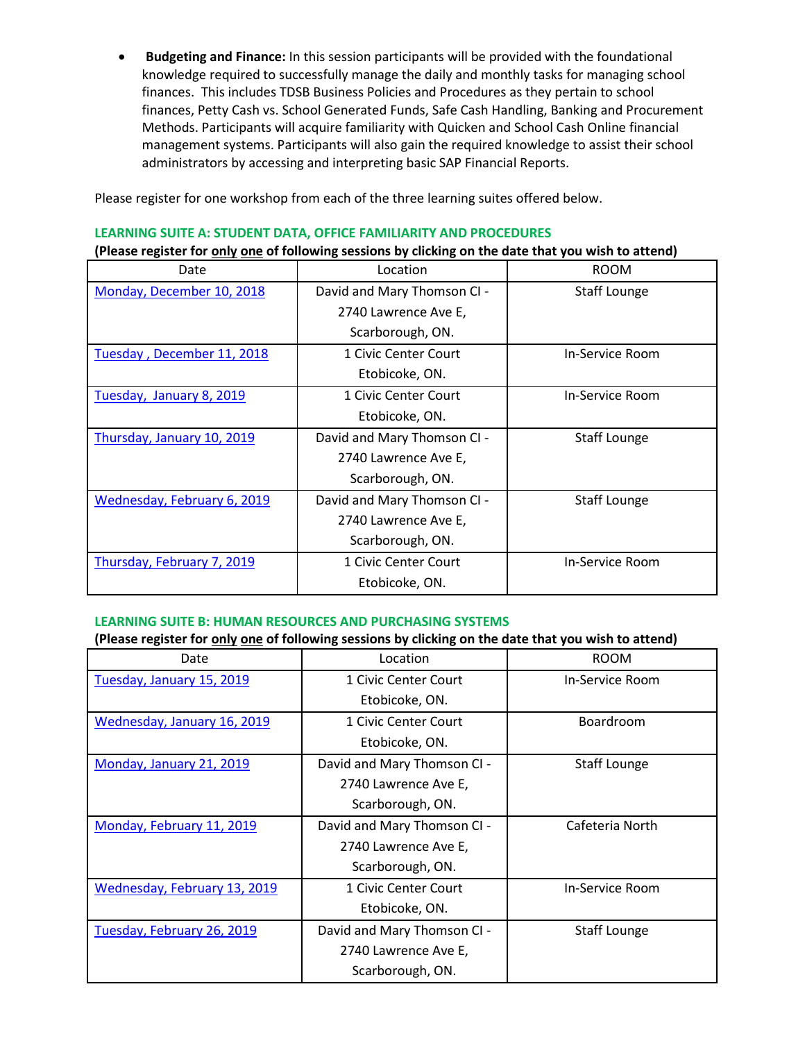- **Budgeting and Finance:** In this session participants will be provided with the foundational knowledge required to successfully manage the daily and monthly tasks for managing school finances. This includes TDSB Business Policies and Procedures as they pertain to school finances, Petty Cash vs. School Generated Funds, Safe Cash Handling, Banking and Procurement Methods. Participants will acquire familiarity with Quicken and School Cash Online financial management systems. Participants will also gain the required knowledge to assist their school administrators by accessing and interpreting basic SAP Financial Reports.

Please register for one workshop from each of the three learning suites offered below.

### LEARNING SUITE A: STUDENT DATA, OFFICE FAMILIARITY AND PROCEDURES

**(Please register for only one of following sessions by clicking on the date that you wish to attend)**

| Date | Location | ROOM |
|---|---|---|
| Monday, December 10, 2018 | David and Mary Thomson CI - 2740 Lawrence Ave E, Scarborough, ON. | Staff Lounge |
| Tuesday , December 11, 2018 | 1 Civic Center Court Etobicoke, ON. | In-Service Room |
| Tuesday, January 8, 2019 | 1 Civic Center Court Etobicoke, ON. | In-Service Room |
| Thursday, January 10, 2019 | David and Mary Thomson CI - 2740 Lawrence Ave E, Scarborough, ON. | Staff Lounge |
| Wednesday, February 6, 2019 | David and Mary Thomson CI - 2740 Lawrence Ave E, Scarborough, ON. | Staff Lounge |
| Thursday, February 7, 2019 | 1 Civic Center Court Etobicoke, ON. | In-Service Room |

### LEARNING SUITE B: HUMAN RESOURCES AND PURCHASING SYSTEMS

**(Please register for only one of following sessions by clicking on the date that you wish to attend)**

| Date | Location | ROOM |
|---|---|---|
| Tuesday, January 15, 2019 | 1 Civic Center Court Etobicoke, ON. | In-Service Room |
| Wednesday, January 16, 2019 | 1 Civic Center Court Etobicoke, ON. | Boardroom |
| Monday, January 21, 2019 | David and Mary Thomson CI - 2740 Lawrence Ave E, Scarborough, ON. | Staff Lounge |
| Monday, February 11, 2019 | David and Mary Thomson CI - 2740 Lawrence Ave E, Scarborough, ON. | Cafeteria North |
| Wednesday, February 13, 2019 | 1 Civic Center Court Etobicoke, ON. | In-Service Room |
| Tuesday, February 26, 2019 | David and Mary Thomson CI - 2740 Lawrence Ave E, Scarborough, ON. | Staff Lounge |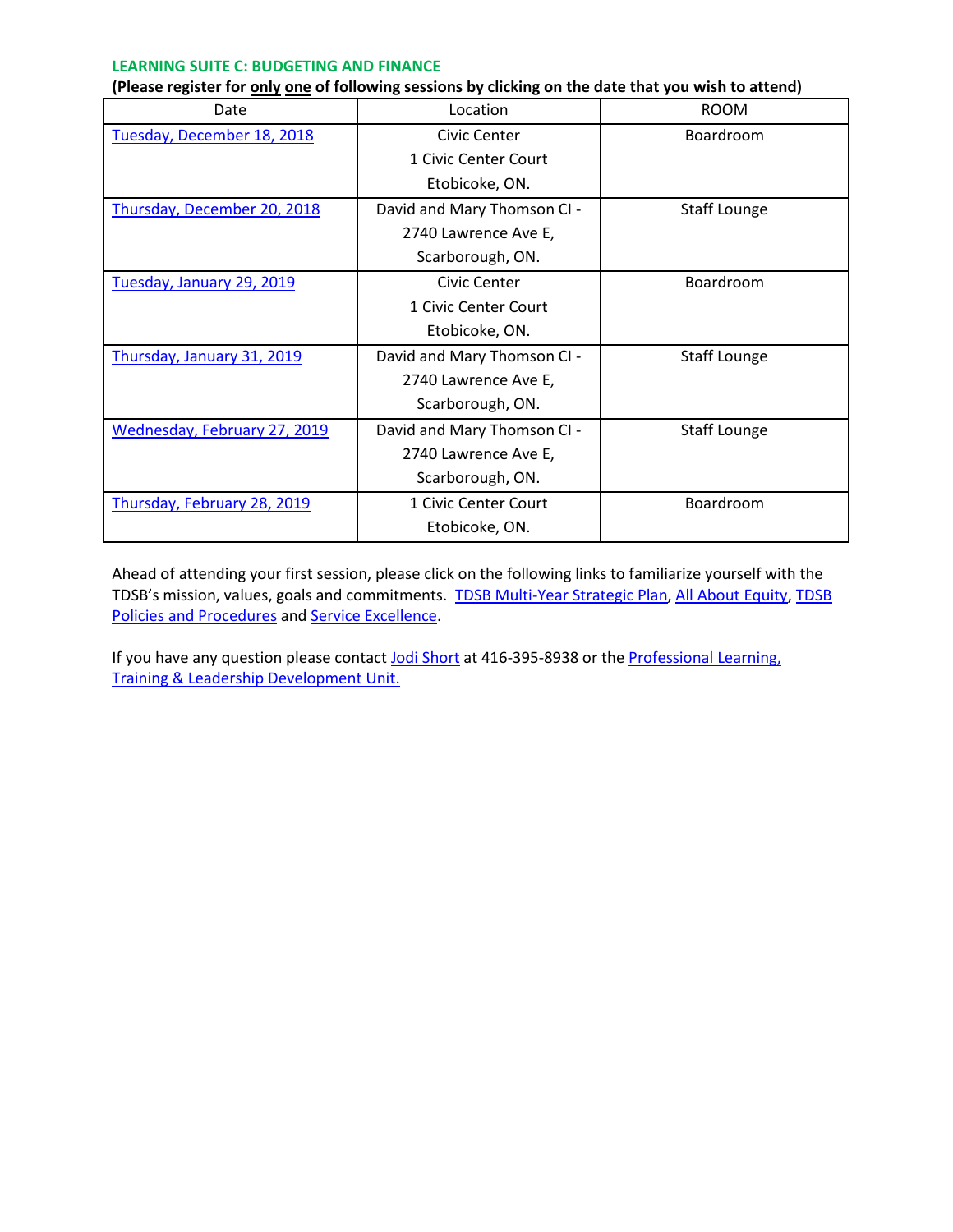### LEARNING SUITE C: BUDGETING AND FINANCE

**(Please register for only one of following sessions by clicking on the date that you wish to attend)**

| Date | Location | ROOM |
|---|---|---|
| Tuesday, December 18, 2018 | Civic Center 1 Civic Center Court Etobicoke, ON. | Boardroom |
| Thursday, December 20, 2018 | David and Mary Thomson CI - 2740 Lawrence Ave E, Scarborough, ON. | Staff Lounge |
| Tuesday, January 29, 2019 | Civic Center 1 Civic Center Court Etobicoke, ON. | Boardroom |
| Thursday, January 31, 2019 | David and Mary Thomson CI - 2740 Lawrence Ave E, Scarborough, ON. | Staff Lounge |
| Wednesday, February 27, 2019 | David and Mary Thomson CI - 2740 Lawrence Ave E, Scarborough, ON. | Staff Lounge |
| Thursday, February 28, 2019 | 1 Civic Center Court Etobicoke, ON. | Boardroom |

Ahead of attending your first session, please click on the following links to familiarize yourself with the TDSB's mission, values, goals and commitments. TDSB Multi-Year Strategic Plan, All About Equity, TDSB Policies and Procedures and Service Excellence.

If you have any question please contact Jodi Short at 416-395-8938 or the Professional Learning, Training & Leadership Development Unit.